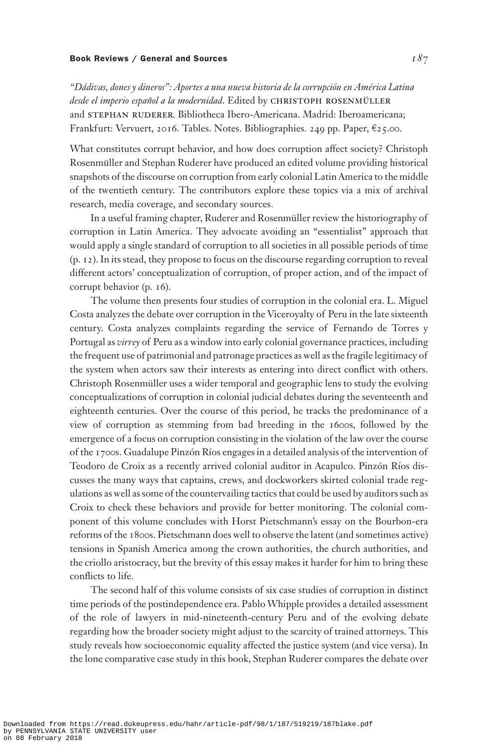*"Dádivas, dones y dineros": Aportes a una nueva historia de la corrupción en América Latina desde el imperio español a la modernidad*. Edited by CHRISTOPH ROSENMÜLLER and STEPHAN RUDERER. Bibliotheca Ibero-Americana. Madrid: Iberoamericana; Frankfurt: Vervuert, 2016. Tables. Notes. Bibliographies. 249 pp. Paper, €25.00.

What constitutes corrupt behavior, and how does corruption affect society? Christoph Rosenmüller and Stephan Ruderer have produced an edited volume providing historical snapshots of the discourse on corruption from early colonial Latin America to the middle of the twentieth century. The contributors explore these topics via a mix of archival research, media coverage, and secondary sources.

In a useful framing chapter, Ruderer and Rosenmüller review the historiography of corruption in Latin America. They advocate avoiding an "essentialist" approach that would apply a single standard of corruption to all societies in all possible periods of time (p. 12). In its stead, they propose to focus on the discourse regarding corruption to reveal different actors' conceptualization of corruption, of proper action, and of the impact of corrupt behavior (p. 16).

The volume then presents four studies of corruption in the colonial era. L. Miguel Costa analyzes the debate over corruption in the Viceroyalty of Peru in the late sixteenth century. Costa analyzes complaints regarding the service of Fernando de Torres y Portugal as *virrey* of Peru as a window into early colonial governance practices, including the frequent use of patrimonial and patronage practices as well as the fragile legitimacy of the system when actors saw their interests as entering into direct conflict with others. Christoph Rosenmüller uses a wider temporal and geographic lens to study the evolving conceptualizations of corruption in colonial judicial debates during the seventeenth and eighteenth centuries. Over the course of this period, he tracks the predominance of a view of corruption as stemming from bad breeding in the 1600s, followed by the emergence of a focus on corruption consisting in the violation of the law over the course of the 1700s. Guadalupe Pinzón Ríos engages in a detailed analysis of the intervention of Teodoro de Croix as a recently arrived colonial auditor in Acapulco. Pinzón Ríos discusses the many ways that captains, crews, and dockworkers skirted colonial trade regulations as well as some of the countervailing tactics that could be used by auditors such as Croix to check these behaviors and provide for better monitoring. The colonial component of this volume concludes with Horst Pietschmann's essay on the Bourbon-era reforms of the 1800s. Pietschmann does well to observe the latent (and sometimes active) tensions in Spanish America among the crown authorities, the church authorities, and the criollo aristocracy, but the brevity of this essay makes it harder for him to bring these conflicts to life.

The second half of this volume consists of six case studies of corruption in distinct time periods of the postindependence era. Pablo Whipple provides a detailed assessment of the role of lawyers in mid-nineteenth-century Peru and of the evolving debate regarding how the broader society might adjust to the scarcity of trained attorneys. This study reveals how socioeconomic equality affected the justice system (and vice versa). In the lone comparative case study in this book, Stephan Ruderer compares the debate over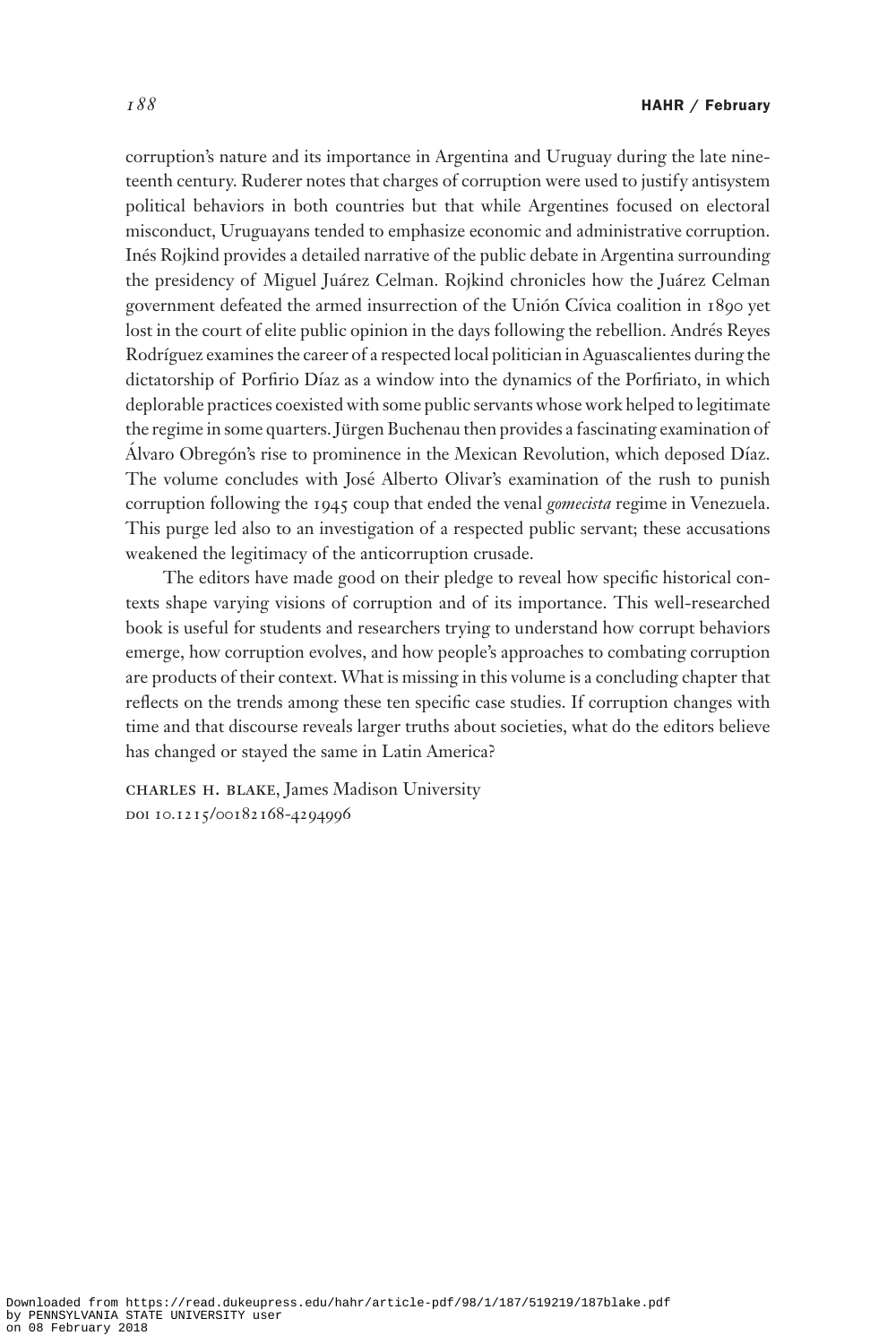corruption's nature and its importance in Argentina and Uruguay during the late nineteenth century. Ruderer notes that charges of corruption were used to justify antisystem political behaviors in both countries but that while Argentines focused on electoral misconduct, Uruguayans tended to emphasize economic and administrative corruption. Inés Rojkind provides a detailed narrative of the public debate in Argentina surrounding the presidency of Miguel Juárez Celman. Rojkind chronicles how the Juárez Celman government defeated the armed insurrection of the Unión Cívica coalition in 1890 yet lost in the court of elite public opinion in the days following the rebellion. Andrés Reyes Rodríguez examines the career of a respected local politician in Aguascalientes during the dictatorship of Porfirio Díaz as a window into the dynamics of the Porfiriato, in which deplorable practices coexisted with some public servants whose work helped to legitimate the regime in some quarters. Jürgen Buchenau then provides a fascinating examination of Álvaro Obregón's rise to prominence in the Mexican Revolution, which deposed Díaz. The volume concludes with José Alberto Olivar's examination of the rush to punish corruption following the 1945 coup that ended the venal *gomecista* regime in Venezuela. This purge led also to an investigation of a respected public servant; these accusations weakened the legitimacy of the anticorruption crusade.

The editors have made good on their pledge to reveal how specific historical contexts shape varying visions of corruption and of its importance. This well-researched book is useful for students and researchers trying to understand how corrupt behaviors emerge, how corruption evolves, and how people's approaches to combating corruption are products of their context. What is missing in this volume is a concluding chapter that reflects on the trends among these ten specific case studies. If corruption changes with time and that discourse reveals larger truths about societies, what do the editors believe has changed or stayed the same in Latin America?

CHARLES H. BLAKE, James Madison University
DOI 10.1215/00182168-4294996